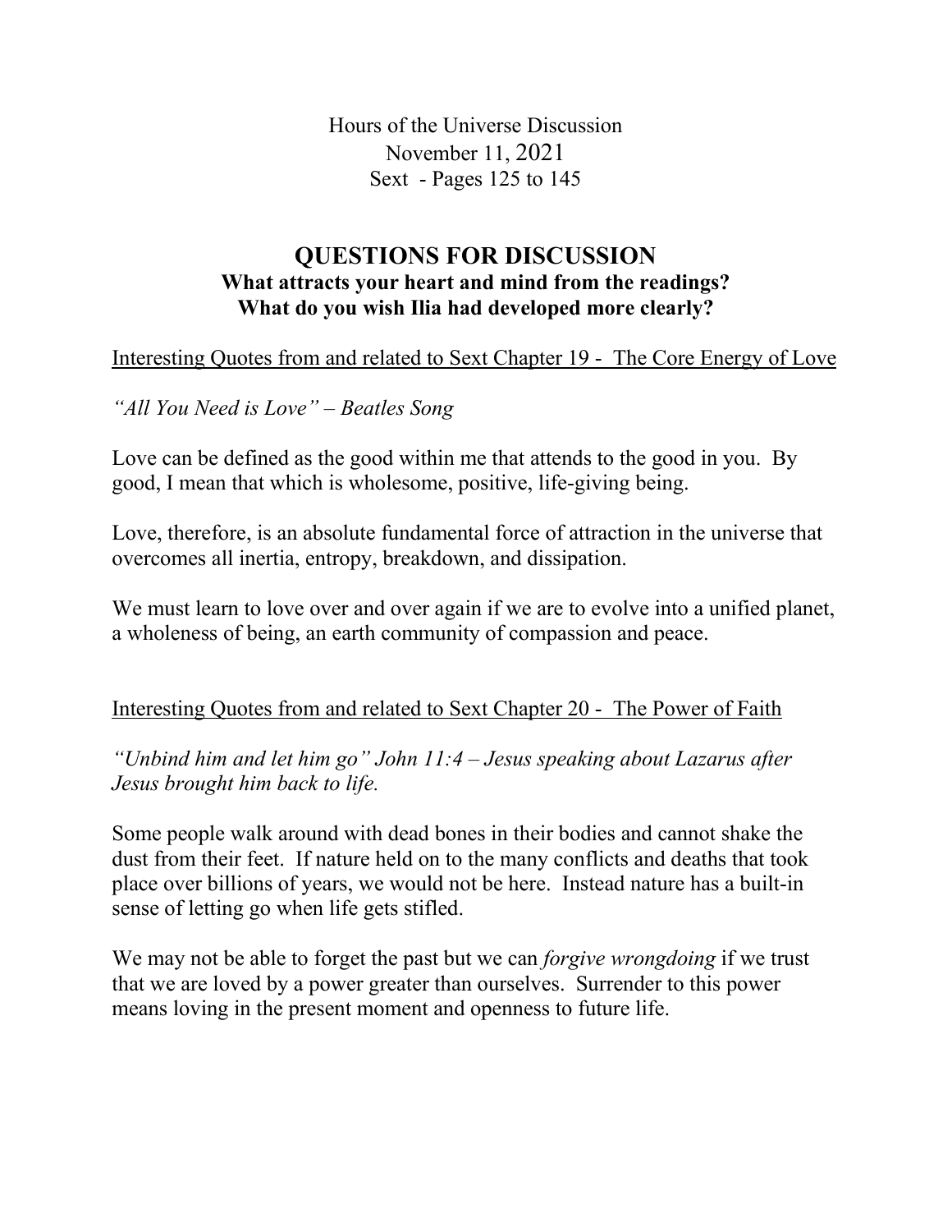Hours of the Universe Discussion
November 11, 2021
Sext - Pages 125 to 145

## QUESTIONS FOR DISCUSSION

**What attracts your heart and mind from the readings?**
**What do you wish Ilia had developed more clearly?**

Interesting Quotes from and related to Sext Chapter 19 - The Core Energy of Love

*"All You Need is Love" – Beatles Song*

Love can be defined as the good within me that attends to the good in you. By good, I mean that which is wholesome, positive, life-giving being.

Love, therefore, is an absolute fundamental force of attraction in the universe that overcomes all inertia, entropy, breakdown, and dissipation.

We must learn to love over and over again if we are to evolve into a unified planet, a wholeness of being, an earth community of compassion and peace.

Interesting Quotes from and related to Sext Chapter 20 - The Power of Faith

*"Unbind him and let him go" John 11:4 – Jesus speaking about Lazarus after Jesus brought him back to life.*

Some people walk around with dead bones in their bodies and cannot shake the dust from their feet. If nature held on to the many conflicts and deaths that took place over billions of years, we would not be here. Instead nature has a built-in sense of letting go when life gets stifled.

We may not be able to forget the past but we can *forgive wrongdoing* if we trust that we are loved by a power greater than ourselves. Surrender to this power means loving in the present moment and openness to future life.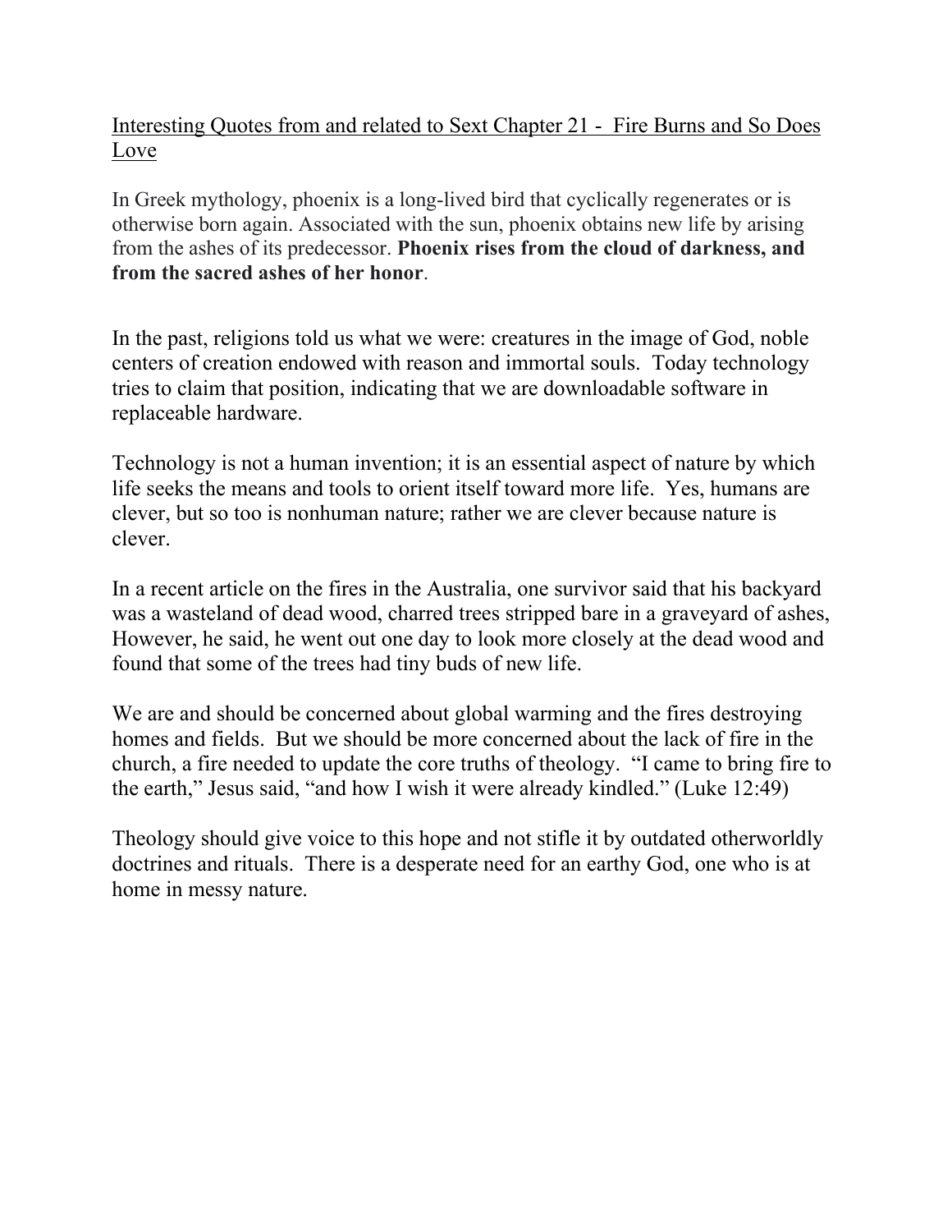<u>Interesting Quotes from and related to Sext Chapter 21 - Fire Burns and So Does Love</u>

In Greek mythology, phoenix is a long-lived bird that cyclically regenerates or is otherwise born again. Associated with the sun, phoenix obtains new life by arising from the ashes of its predecessor. **Phoenix rises from the cloud of darkness, and from the sacred ashes of her honor**.

In the past, religions told us what we were: creatures in the image of God, noble centers of creation endowed with reason and immortal souls. Today technology tries to claim that position, indicating that we are downloadable software in replaceable hardware.

Technology is not a human invention; it is an essential aspect of nature by which life seeks the means and tools to orient itself toward more life. Yes, humans are clever, but so too is nonhuman nature; rather we are clever because nature is clever.

In a recent article on the fires in the Australia, one survivor said that his backyard was a wasteland of dead wood, charred trees stripped bare in a graveyard of ashes, However, he said, he went out one day to look more closely at the dead wood and found that some of the trees had tiny buds of new life.

We are and should be concerned about global warming and the fires destroying homes and fields. But we should be more concerned about the lack of fire in the church, a fire needed to update the core truths of theology. "I came to bring fire to the earth," Jesus said, "and how I wish it were already kindled." (Luke 12:49)

Theology should give voice to this hope and not stifle it by outdated otherworldly doctrines and rituals. There is a desperate need for an earthy God, one who is at home in messy nature.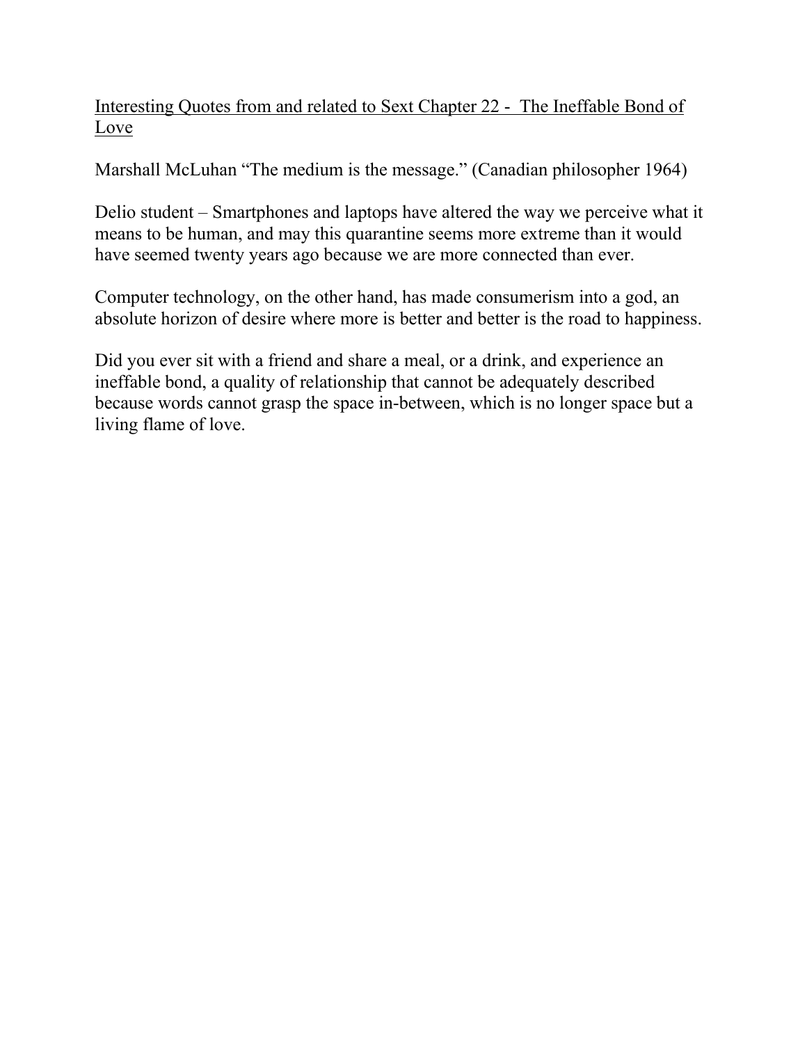<u>Interesting Quotes from and related to Sext Chapter 22 - The Ineffable Bond of Love</u>

Marshall McLuhan "The medium is the message." (Canadian philosopher 1964)

Delio student – Smartphones and laptops have altered the way we perceive what it means to be human, and may this quarantine seems more extreme than it would have seemed twenty years ago because we are more connected than ever.

Computer technology, on the other hand, has made consumerism into a god, an absolute horizon of desire where more is better and better is the road to happiness.

Did you ever sit with a friend and share a meal, or a drink, and experience an ineffable bond, a quality of relationship that cannot be adequately described because words cannot grasp the space in-between, which is no longer space but a living flame of love.